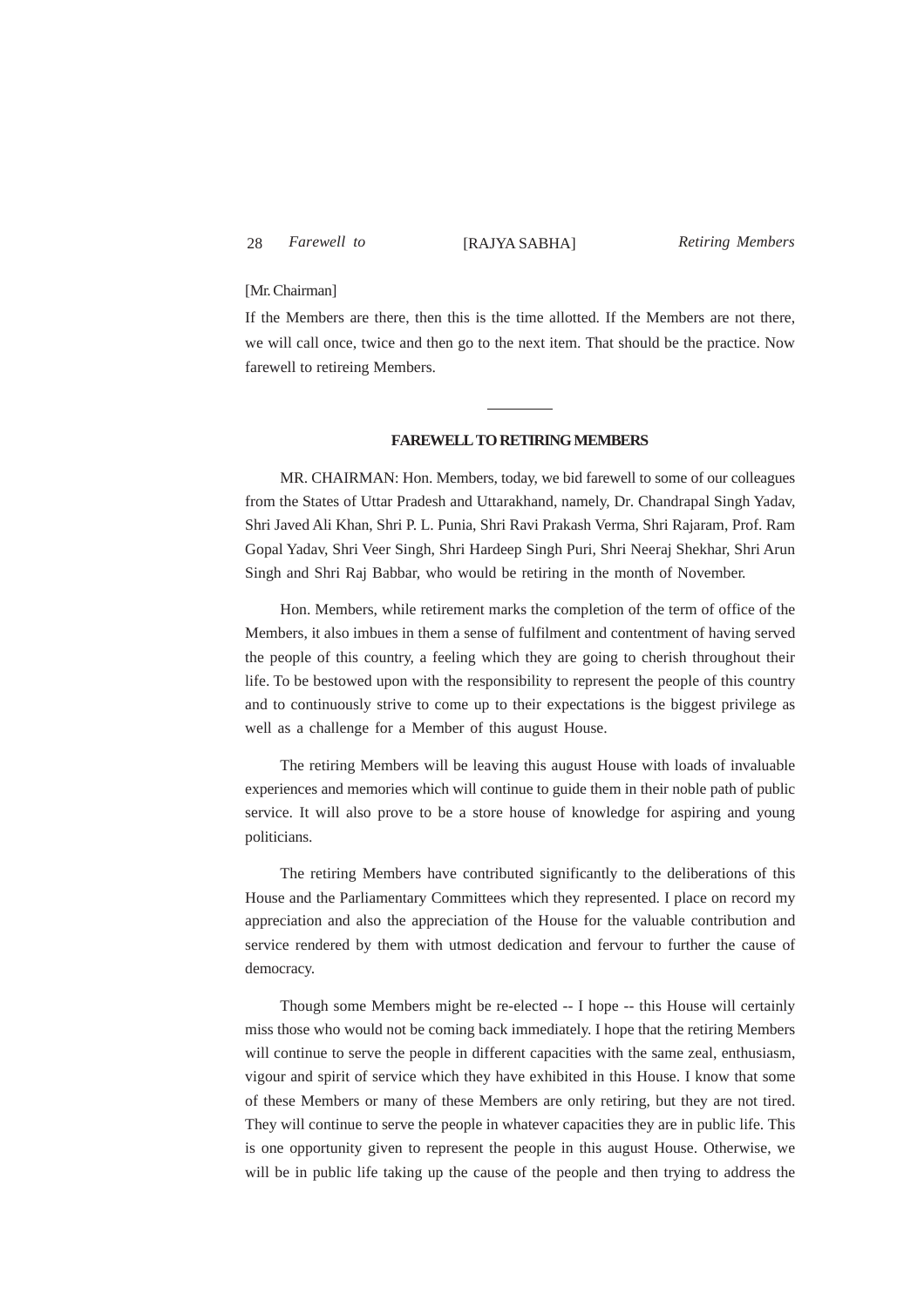[Mr. Chairman]

If the Members are there, then this is the time allotted. If the Members are not there, we will call once, twice and then go to the next item. That should be the practice. Now farewell to retireing Members.

---

## FAREWELL TO RETIRING MEMBERS

MR. CHAIRMAN: Hon. Members, today, we bid farewell to some of our colleagues from the States of Uttar Pradesh and Uttarakhand, namely, Dr. Chandrapal Singh Yadav, Shri Javed Ali Khan, Shri P. L. Punia, Shri Ravi Prakash Verma, Shri Rajaram, Prof. Ram Gopal Yadav, Shri Veer Singh, Shri Hardeep Singh Puri, Shri Neeraj Shekhar, Shri Arun Singh and Shri Raj Babbar, who would be retiring in the month of November.

Hon. Members, while retirement marks the completion of the term of office of the Members, it also imbues in them a sense of fulfilment and contentment of having served the people of this country, a feeling which they are going to cherish throughout their life. To be bestowed upon with the responsibility to represent the people of this country and to continuously strive to come up to their expectations is the biggest privilege as well as a challenge for a Member of this august House.

The retiring Members will be leaving this august House with loads of invaluable experiences and memories which will continue to guide them in their noble path of public service. It will also prove to be a store house of knowledge for aspiring and young politicians.

The retiring Members have contributed significantly to the deliberations of this House and the Parliamentary Committees which they represented. I place on record my appreciation and also the appreciation of the House for the valuable contribution and service rendered by them with utmost dedication and fervour to further the cause of democracy.

Though some Members might be re-elected -- I hope -- this House will certainly miss those who would not be coming back immediately. I hope that the retiring Members will continue to serve the people in different capacities with the same zeal, enthusiasm, vigour and spirit of service which they have exhibited in this House. I know that some of these Members or many of these Members are only retiring, but they are not tired. They will continue to serve the people in whatever capacities they are in public life. This is one opportunity given to represent the people in this august House. Otherwise, we will be in public life taking up the cause of the people and then trying to address the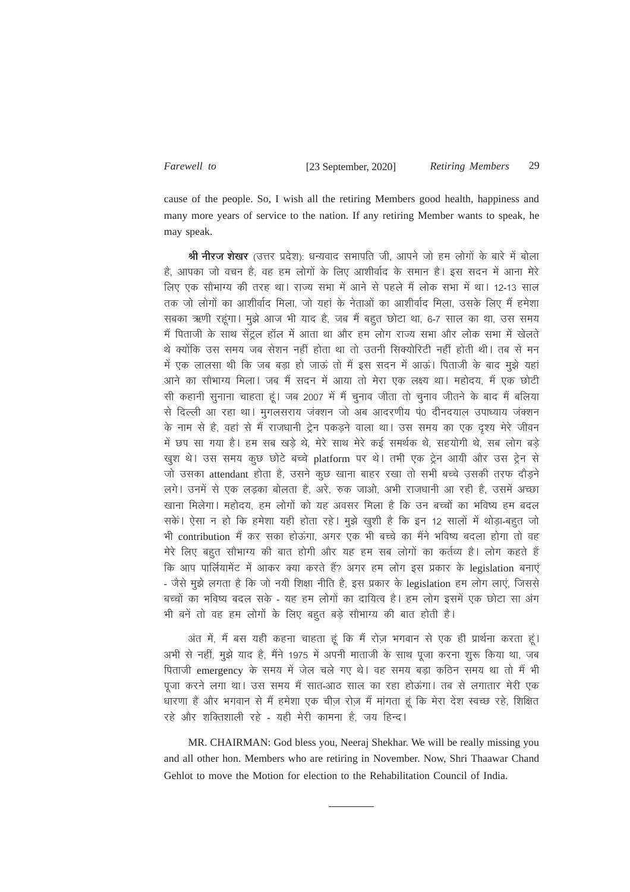cause of the people. So, I wish all the retiring Members good health, happiness and many more years of service to the nation. If any retiring Member wants to speak, he may speak.

**श्री नीरज शेखर** (उत्तर प्रदेश): धन्यवाद सभापति जी, आपने जो हम लोगों के बारे में बोला है, आपका जो वचन है, वह हम लोगों के लिए आशीर्वाद के समान है। इस सदन में आना मेरे लिए एक सौभाग्य की तरह था। राज्य सभा में आने से पहले मैं लोक सभा में था। 12-13 साल तक जो लोगों का आशीर्वाद मिला, जो यहां के नेताओं का आशीर्वाद मिला, उसके लिए मैं हमेशा सबका ऋणी रहूंगा। मुझे आज भी याद है, जब मैं बहुत छोटा था, 6-7 साल का था, उस समय मैं पिताजी के साथ सेंट्रल हॉल में आता था और हम लोग राज्य सभा और लोक सभा में खेलते थे क्योंकि उस समय जब सेशन नहीं होता था तो उतनी सिक्योरिटी नहीं होती थी। तब से मन में एक लालसा थी कि जब बड़ा हो जाऊं तो मैं इस सदन में आऊं। पिताजी के बाद मुझे यहां आने का सौभाग्य मिला। जब मैं सदन में आया तो मेरा एक लक्ष्य था। महोदय, मैं एक छोटी सी कहानी सुनाना चाहता हूं। जब 2007 में मैं चुनाव जीता तो चुनाव जीतने के बाद मैं बलिया से दिल्ली आ रहा था। मुगलसराय जंक्शन जो अब आदरणीय पं० दीनदयाल उपाध्याय जंक्शन के नाम से है, वहां से मैं राजधानी ट्रेन पकड़ने वाला था। उस समय का एक दृश्य मेरे जीवन में छप सा गया है। हम सब खड़े थे, मेरे साथ मेरे कई समर्थक थे, सहयोगी थे, सब लोग बड़े खुश थे। उस समय कुछ छोटे बच्चे platform पर थे। तभी एक ट्रेन आयी और उस ट्रेन से जो उसका attendant होता है, उसने कुछ खाना बाहर रखा तो सभी बच्चे उसकी तरफ दौड़ने लगे। उनमें से एक लड़का बोलता है, अरे, रुक जाओ, अभी राजधानी आ रही है, उसमें अच्छा खाना मिलेगा। महोदय, हम लोगों को यह अवसर मिला है कि उन बच्चों का भविष्य हम बदल सकें। ऐसा न हो कि हमेशा यही होता रहे। मुझे खुशी है कि इन 12 सालों में थोड़ा-बहुत जो भी contribution मैं कर सका होऊंगा, अगर एक भी बच्चे का मैंने भविष्य बदला होगा तो वह मेरे लिए बहुत सौभाग्य की बात होगी और यह हम सब लोगों का कर्तव्य है। लोग कहते हैं कि आप पार्लियामेंट में आकर क्या करते हैं? अगर हम लोग इस प्रकार के legislation बनाएं - जैसे मुझे लगता है कि जो नयी शिक्षा नीति है, इस प्रकार के legislation हम लोग लाएं, जिससे बच्चों का भविष्य बदल सके - यह हम लोगों का दायित्व है। हम लोग इसमें एक छोटा सा अंग भी बनें तो वह हम लोगों के लिए बहुत बड़े सौभाग्य की बात होती है।

अंत में, मैं बस यही कहना चाहता हूं कि मैं रोज़ भगवान से एक ही प्रार्थना करता हूं। अभी से नहीं, मुझे याद है, मैंने 1975 में अपनी माताजी के साथ पूजा करना शुरू किया था, जब पिताजी emergency के समय में जेल चले गए थे। वह समय बड़ा कठिन समय था तो मैं भी पूजा करने लगा था। उस समय मैं सात-आठ साल का रहा होऊंगा। तब से लगातार मेरी एक धारणा है और भगवान से मैं हमेशा एक चीज़ रोज़ मैं मांगता हूं कि मेरा देश स्वच्छ रहे, शिक्षित रहे और शक्तिशाली रहे - यही मेरी कामना है, जय हिन्द।

MR. CHAIRMAN: God bless you, Neeraj Shekhar. We will be really missing you and all other hon. Members who are retiring in November. Now, Shri Thaawar Chand Gehlot to move the Motion for election to the Rehabilitation Council of India.

---